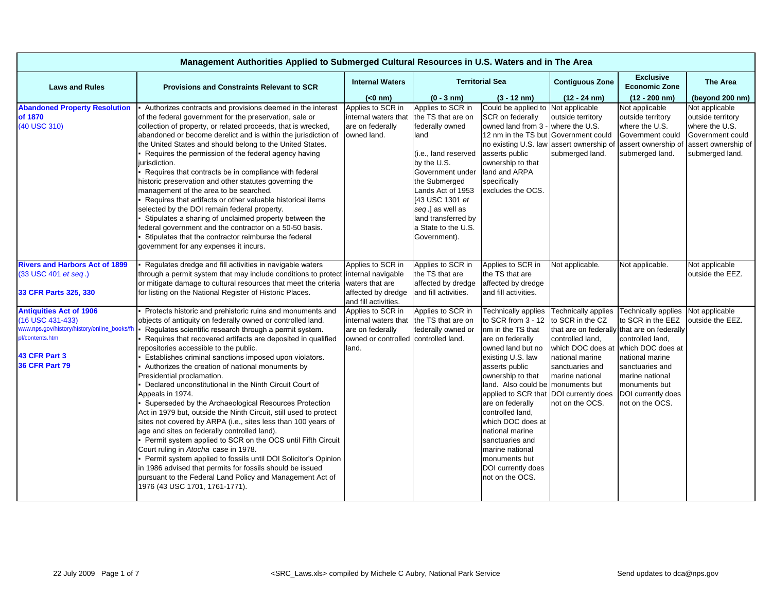| Management Authorities Applied to Submerged Cultural Resources in U.S. Waters and in The Area | | | | | | | |
|---|---|---|---|---|---|---|---|
| **Laws and Rules** | **Provisions and Constraints Relevant to SCR** | **Internal Waters** | **Territorial Sea** | | **Contiguous Zone** | **Exclusive Economic Zone** | **The Area** |
| | | **(<0 nm)** | **(0 - 3 nm)** | **(3 - 12 nm)** | **(12 - 24 nm)** | **(12 - 200 nm)** | **(beyond 200 nm)** |
| **Abandoned Property Resolution of 1870** (40 USC 310) | • Authorizes contracts and provisions deemed in the interest of the federal government for the preservation, sale or collection of property, or related proceeds, that is wrecked, abandoned or become derelict and is within the jurisdiction of the United States and should belong to the United States.<br>• Requires the permission of the federal agency having jurisdiction.<br>• Requires that contracts be in compliance with federal historic preservation and other statutes governing the management of the area to be searched.<br>• Requires that artifacts or other valuable historical items selected by the DOI remain federal property.<br>• Stipulates a sharing of unclaimed property between the federal government and the contractor on a 50-50 basis.<br>• Stipulates that the contractor reimburse the federal government for any expenses it incurs. | Applies to SCR in internal waters that are on federally owned land. | Applies to SCR in the TS that are on federally owned land<br><br>(i.e., land reserved by the U.S. Government under the Submerged Lands Act of 1953 [43 USC 1301 *et seq*.] as well as land transferred by a State to the U.S. Government). | Could be applied to SCR on federally owned land from 3 - 12 nm in the TS but no existing U.S. law asserts public ownership to that land and ARPA specifically excludes the OCS. | Not applicable outside territory where the U.S. Government could assert ownership of submerged land. | Not applicable outside territory where the U.S. Government could assert ownership of submerged land. | Not applicable outside territory where the U.S. Government could assert ownership of submerged land. |
| **Rivers and Harbors Act of 1899** (33 USC 401 *et seq*.)<br><br>**33 CFR Parts 325, 330** | • Regulates dredge and fill activities in navigable waters through a permit system that may include conditions to protect or mitigate damage to cultural resources that meet the criteria for listing on the National Register of Historic Places. | Applies to SCR in internal navigable waters that are affected by dredge and fill activities. | Applies to SCR in the TS that are affected by dredge and fill activities. | Applies to SCR in the TS that are affected by dredge and fill activities. | Not applicable. | Not applicable. | Not applicable outside the EEZ. |
| **Antiquities Act of 1906** (16 USC 431-433) www.nps.gov/history/history/online_books/fhpl/contents.htm<br><br>**43 CFR Part 3**<br>**36 CFR Part 79** | • Protects historic and prehistoric ruins and monuments and objects of antiquity on federally owned or controlled land.<br>• Regulates scientific research through a permit system.<br>• Requires that recovered artifacts are deposited in qualified repositories accessible to the public.<br>• Establishes criminal sanctions imposed upon violators.<br>• Authorizes the creation of national monuments by Presidential proclamation.<br>• Declared unconstitutional in the Ninth Circuit Court of Appeals in 1974.<br>• Superseded by the Archaeological Resources Protection Act in 1979 but, outside the Ninth Circuit, still used to protect sites not covered by ARPA (i.e., sites less than 100 years of age and sites on federally controlled land).<br>• Permit system applied to SCR on the OCS until Fifth Circuit Court ruling in *Atocha* case in 1978.<br>• Permit system applied to fossils until DOI Solicitor's Opinion in 1986 advised that permits for fossils should be issued pursuant to the Federal Land Policy and Management Act of 1976 (43 USC 1701, 1761-1771). | Applies to SCR in internal waters that are on federally owned or controlled land. | Applies to SCR in the TS that are on federally owned or controlled land. | Technically applies to SCR from 3 - 12 nm in the TS that are on federally owned land but no existing U.S. law asserts public ownership to that land. Also could be applied to SCR that are on federally controlled land, which DOC does at national marine sanctuaries and marine national monuments but DOI currently does not on the OCS. | Technically applies to SCR in the CZ that are on federally controlled land, which DOC does at national marine sanctuaries and marine national monuments but DOI currently does not on the OCS. | Technically applies to SCR in the EEZ that are on federally controlled land, which DOC does at national marine sanctuaries and marine national monuments but DOI currently does not on the OCS. | Not applicable outside the EEZ. |

22 July 2009 &nbsp;&nbsp; <SRC_Laws.xls> compiled by Michele C Aubry, National Park Service &nbsp;&nbsp; Send updates to dca@nps.gov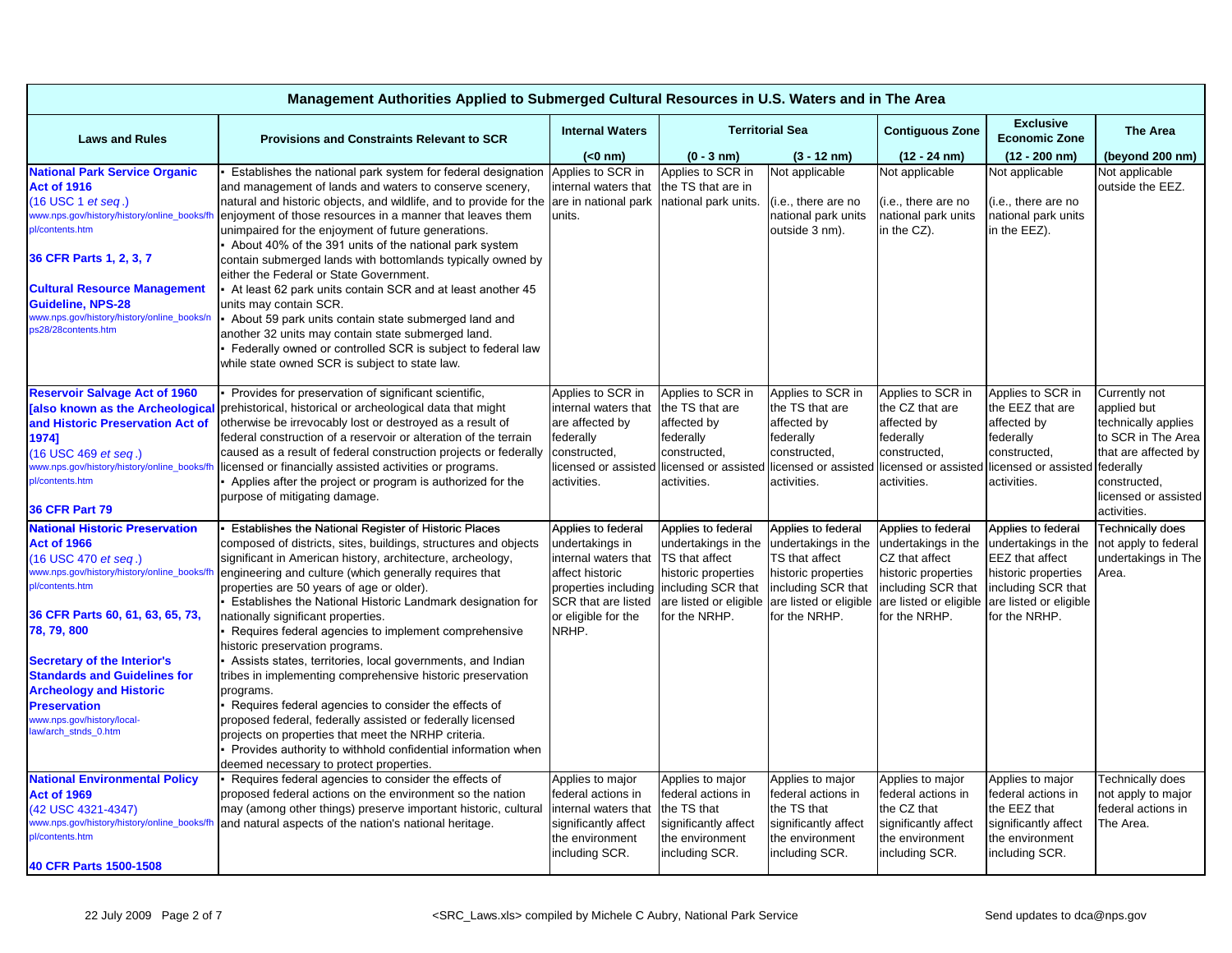| Management Authorities Applied to Submerged Cultural Resources in U.S. Waters and in The Area | | | | | | | |
|---|---|---|---|---|---|---|---|
| **Laws and Rules** | **Provisions and Constraints Relevant to SCR** | **Internal Waters** | **Territorial Sea** | | **Contiguous Zone** | **Exclusive Economic Zone** | **The Area** |
| | | **(<0 nm)** | **(0 - 3 nm)** | **(3 - 12 nm)** | **(12 - 24 nm)** | **(12 - 200 nm)** | **(beyond 200 nm)** |
| **National Park Service Organic Act of 1916** (16 USC 1 *et seq*.) www.nps.gov/history/history/online_books/fhpl/contents.htm<br><br>**36 CFR Parts 1, 2, 3, 7**<br><br>**Cultural Resource Management Guideline, NPS-28** www.nps.gov/history/history/online_books/nps28/28contents.htm | • Establishes the national park system for federal designation and management of lands and waters to conserve scenery, natural and historic objects, and wildlife, and to provide for the enjoyment of those resources in a manner that leaves them unimpaired for the enjoyment of future generations.<br>• About 40% of the 391 units of the national park system contain submerged lands with bottomlands typically owned by either the Federal or State Government.<br>• At least 62 park units contain SCR and at least another 45 units may contain SCR.<br>• About 59 park units contain state submerged land and another 32 units may contain state submerged land.<br>• Federally owned or controlled SCR is subject to federal law while state owned SCR is subject to state law. | Applies to SCR in internal waters that are in national park units. | Applies to SCR in the TS that are in national park units. | Not applicable<br><br>(i.e., there are no national park units outside 3 nm). | Not applicable<br><br>(i.e., there are no national park units in the CZ). | Not applicable<br><br>(i.e., there are no national park units in the EEZ). | Not applicable outside the EEZ. |
| **Reservoir Salvage Act of 1960 [also known as the Archeological and Historic Preservation Act of 1974]** (16 USC 469 *et seq*.) www.nps.gov/history/history/online_books/fhpl/contents.htm<br><br>**36 CFR Part 79** | • Provides for preservation of significant scientific, prehistorical, historical or archeological data that might otherwise be irrevocably lost or destroyed as a result of federal construction of a reservoir or alteration of the terrain caused as a result of federal construction projects or federally licensed or financially assisted activities or programs.<br>• Applies after the project or program is authorized for the purpose of mitigating damage. | Applies to SCR in internal waters that are affected by federally constructed, licensed or assisted activities. | Applies to SCR in the TS that are affected by federally constructed, licensed or assisted activities. | Applies to SCR in the TS that are affected by federally constructed, licensed or assisted activities. | Applies to SCR in the CZ that are affected by federally constructed, licensed or assisted activities. | Applies to SCR in the EEZ that are affected by federally constructed, licensed or assisted activities. | Currently not applied but technically applies to SCR in The Area that are affected by federally constructed, licensed or assisted activities. |
| **National Historic Preservation Act of 1966** (16 USC 470 *et seq*.) www.nps.gov/history/history/online_books/fhpl/contents.htm<br><br>**36 CFR Parts 60, 61, 63, 65, 73, 78, 79, 800**<br><br>**Secretary of the Interior's Standards and Guidelines for Archeology and Historic Preservation** www.nps.gov/history/local-law/arch_stnds_0.htm | • Establishes the National Register of Historic Places composed of districts, sites, buildings, structures and objects significant in American history, architecture, archeology, engineering and culture (which generally requires that properties are 50 years of age or older).<br>• Establishes the National Historic Landmark designation for nationally significant properties.<br>• Requires federal agencies to implement comprehensive historic preservation programs.<br>• Assists states, territories, local governments, and Indian tribes in implementing comprehensive historic preservation programs.<br>• Requires federal agencies to consider the effects of proposed federal, federally assisted or federally licensed projects on properties that meet the NRHP criteria.<br>• Provides authority to withhold confidential information when deemed necessary to protect properties. | Applies to federal undertakings in internal waters that affect historic properties including SCR that are listed or eligible for the NRHP. | Applies to federal undertakings in the TS that affect historic properties including SCR that are listed or eligible for the NRHP. | Applies to federal undertakings in the TS that affect historic properties including SCR that are listed or eligible for the NRHP. | Applies to federal undertakings in the CZ that affect historic properties including SCR that are listed or eligible for the NRHP. | Applies to federal undertakings in the EEZ that affect historic properties including SCR that are listed or eligible for the NRHP. | Technically does not apply to federal undertakings in The Area. |
| **National Environmental Policy Act of 1969** (42 USC 4321-4347) www.nps.gov/history/history/online_books/fhpl/contents.htm<br><br>**40 CFR Parts 1500-1508** | • Requires federal agencies to consider the effects of proposed federal actions on the environment so the nation may (among other things) preserve important historic, cultural and natural aspects of the nation's national heritage. | Applies to major federal actions in internal waters that significantly affect the environment including SCR. | Applies to major federal actions in the TS that significantly affect the environment including SCR. | Applies to major federal actions in the TS that significantly affect the environment including SCR. | Applies to major federal actions in the CZ that significantly affect the environment including SCR. | Applies to major federal actions in the EEZ that significantly affect the environment including SCR. | Technically does not apply to major federal actions in The Area. |

22 July 2009 &nbsp;&nbsp; <SRC_Laws.xls> compiled by Michele C Aubry, National Park Service &nbsp;&nbsp; Send updates to dca@nps.gov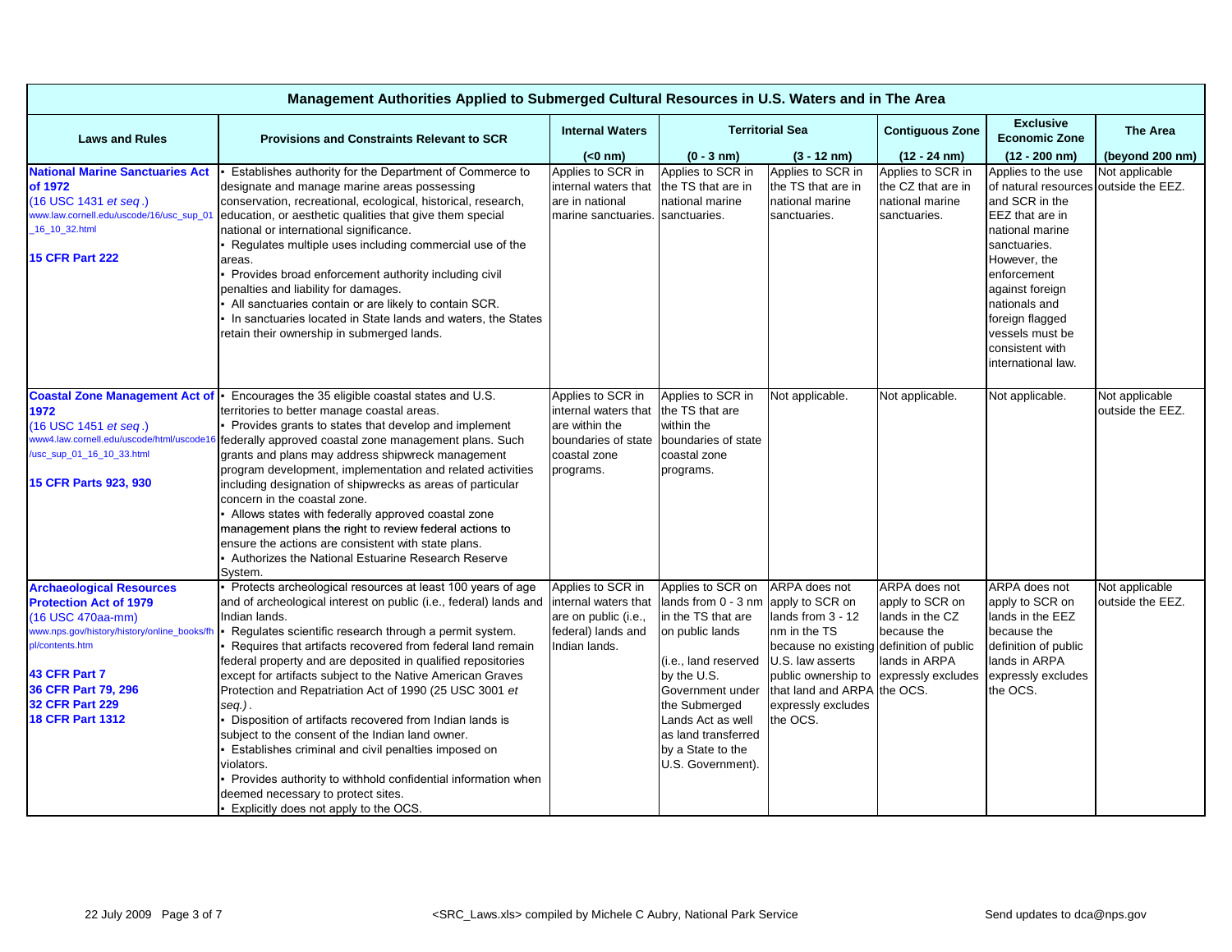| Management Authorities Applied to Submerged Cultural Resources in U.S. Waters and in The Area | | | | | | | |
|---|---|---|---|---|---|---|---|
| **Laws and Rules** | **Provisions and Constraints Relevant to SCR** | **Internal Waters** | **Territorial Sea** | | **Contiguous Zone** | **Exclusive Economic Zone** | **The Area** |
| | | **(<0 nm)** | **(0 - 3 nm)** | **(3 - 12 nm)** | **(12 - 24 nm)** | **(12 - 200 nm)** | **(beyond 200 nm)** |
| **National Marine Sanctuaries Act of 1972**<br>(16 USC 1431 *et seq*.)<br>www.law.cornell.edu/uscode/16/usc_sup_01_16_10_32.html<br><br>**15 CFR Part 222** | • Establishes authority for the Department of Commerce to designate and manage marine areas possessing conservation, recreational, ecological, historical, research, education, or aesthetic qualities that give them special national or international significance.<br>• Regulates multiple uses including commercial use of the areas.<br>• Provides broad enforcement authority including civil penalties and liability for damages.<br>• All sanctuaries contain or are likely to contain SCR.<br>• In sanctuaries located in State lands and waters, the States retain their ownership in submerged lands. | Applies to SCR in internal waters that are in national marine sanctuaries. | Applies to SCR in the TS that are in national marine sanctuaries. | Applies to SCR in the TS that are in national marine sanctuaries. | Applies to SCR in the CZ that are in national marine sanctuaries. | Applies to the use of natural resources and SCR in the EEZ that are in national marine sanctuaries. However, the enforcement against foreign nationals and foreign flagged vessels must be consistent with international law. | Not applicable outside the EEZ. |
| **Coastal Zone Management Act of 1972**<br>(16 USC 1451 *et seq*.)<br>www4.law.cornell.edu/uscode/html/uscode16/usc_sup_01_16_10_33.html<br><br>**15 CFR Parts 923, 930** | • Encourages the 35 eligible coastal states and U.S. territories to better manage coastal areas.<br>• Provides grants to states that develop and implement federally approved coastal zone management plans. Such grants and plans may address shipwreck management program development, implementation and related activities including designation of shipwrecks as areas of particular concern in the coastal zone.<br>• Allows states with federally approved coastal zone management plans the right to review federal actions to ensure the actions are consistent with state plans.<br>• Authorizes the National Estuarine Research Reserve System. | Applies to SCR in internal waters that are within the boundaries of state coastal zone programs. | Applies to SCR in the TS that are within the boundaries of state coastal zone programs. | Not applicable. | Not applicable. | Not applicable. | Not applicable outside the EEZ. |
| **Archaeological Resources Protection Act of 1979**<br>(16 USC 470aa-mm)<br>www.nps.gov/history/history/online_books/fhpl/contents.htm<br><br>**43 CFR Part 7**<br>**36 CFR Part 79, 296**<br>**32 CFR Part 229**<br>**18 CFR Part 1312** | • Protects archeological resources at least 100 years of age and of archeological interest on public (i.e., federal) lands and Indian lands.<br>• Regulates scientific research through a permit system.<br>• Requires that artifacts recovered from federal land remain federal property and are deposited in qualified repositories except for artifacts subject to the Native American Graves Protection and Repatriation Act of 1990 (25 USC 3001 *et seq.)*.<br>• Disposition of artifacts recovered from Indian lands is subject to the consent of the Indian land owner.<br>• Establishes criminal and civil penalties imposed on violators.<br>• Provides authority to withhold confidential information when deemed necessary to protect sites.<br>• Explicitly does not apply to the OCS. | Applies to SCR in internal waters that are on public (i.e., federal) lands and Indian lands. | Applies to SCR on lands from 0 - 3 nm in the TS that are on public lands (i.e., land reserved by the U.S. Government under the Submerged Lands Act as well as land transferred by a State to the U.S. Government). | ARPA does not apply to SCR on lands from 3 - 12 nm in the TS because no existing U.S. law asserts public ownership to that land and ARPA expressly excludes the OCS. | ARPA does not apply to SCR on lands in the CZ because the definition of public lands in ARPA expressly excludes the OCS. | ARPA does not apply to SCR on lands in the EEZ because the definition of public lands in ARPA expressly excludes the OCS. | Not applicable outside the EEZ. |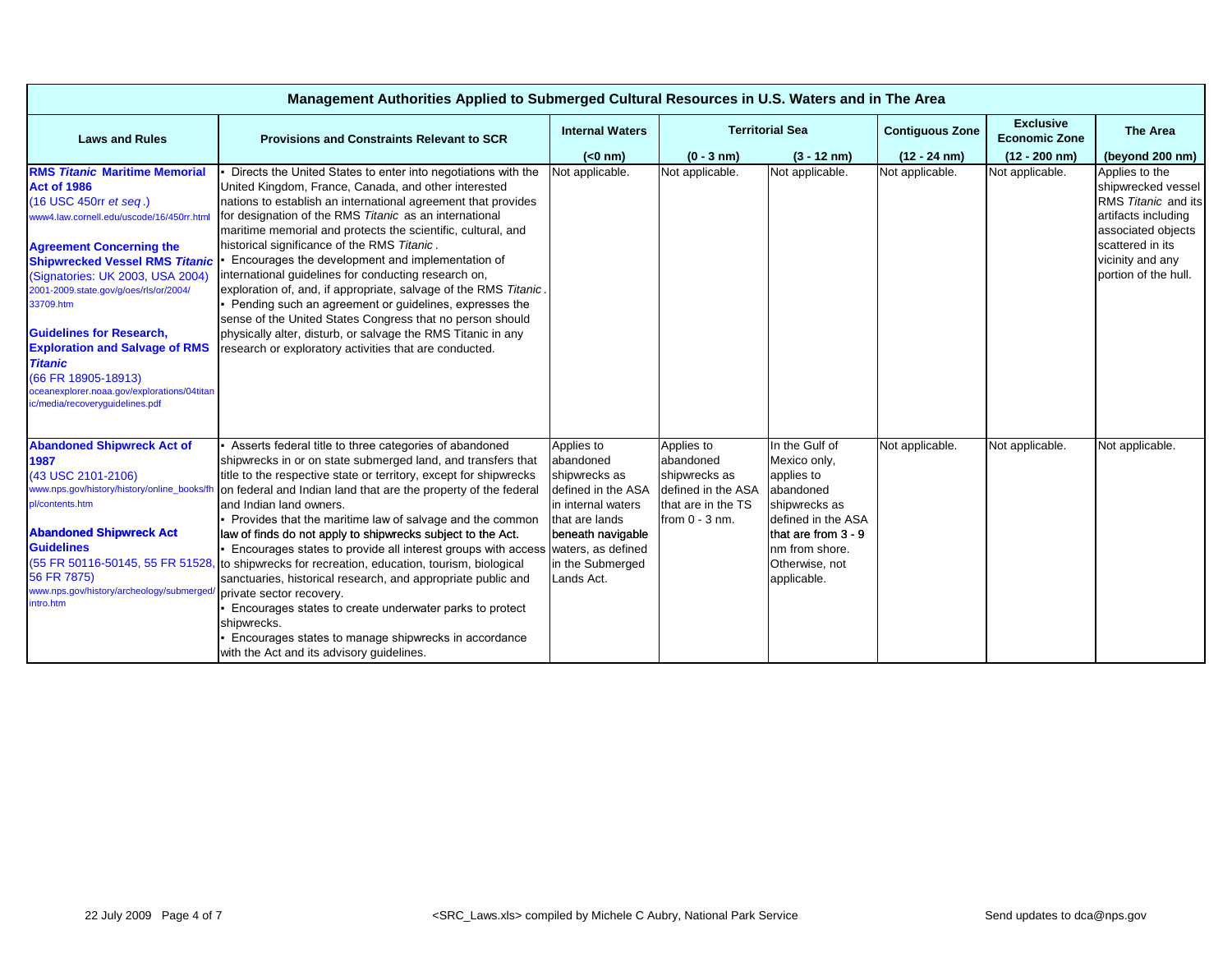| Management Authorities Applied to Submerged Cultural Resources in U.S. Waters and in The Area | | | | | | | |
|---|---|---|---|---|---|---|---|
| **Laws and Rules** | **Provisions and Constraints Relevant to SCR** | **Internal Waters** | **Territorial Sea** | | **Contiguous Zone** | **Exclusive Economic Zone** | **The Area** |
| | | **(<0 nm)** | **(0 - 3 nm)** | **(3 - 12 nm)** | **(12 - 24 nm)** | **(12 - 200 nm)** | **(beyond 200 nm)** |
| **RMS *Titanic* Maritime Memorial Act of 1986** (16 USC 450rr *et seq*.) www4.law.cornell.edu/uscode/16/450rr.html<br><br>**Agreement Concerning the Shipwrecked Vessel RMS *Titanic*** (Signatories: UK 2003, USA 2004) 2001-2009.state.gov/g/oes/rls/or/2004/33709.htm<br><br>**Guidelines for Research, Exploration and Salvage of RMS *Titanic*** (66 FR 18905-18913) oceanexplorer.noaa.gov/explorations/04titanic/media/recoveryguidelines.pdf | • Directs the United States to enter into negotiations with the United Kingdom, France, Canada, and other interested nations to establish an international agreement that provides for designation of the RMS *Titanic* as an international maritime memorial and protects the scientific, cultural, and historical significance of the RMS *Titanic*.<br>• Encourages the development and implementation of international guidelines for conducting research on, exploration of, and, if appropriate, salvage of the RMS *Titanic*.<br>• Pending such an agreement or guidelines, expresses the sense of the United States Congress that no person should physically alter, disturb, or salvage the RMS Titanic in any research or exploratory activities that are conducted. | Not applicable. | Not applicable. | Not applicable. | Not applicable. | Not applicable. | Applies to the shipwrecked vessel RMS *Titanic* and its artifacts including associated objects scattered in its vicinity and any portion of the hull. |
| **Abandoned Shipwreck Act of 1987** (43 USC 2101-2106) www.nps.gov/history/history/online_books/fhpl/contents.htm<br><br>**Abandoned Shipwreck Act Guidelines** (55 FR 50116-50145, 55 FR 51528, 56 FR 7875) www.nps.gov/history/archeology/submerged/intro.htm | • Asserts federal title to three categories of abandoned shipwrecks in or on state submerged land, and transfers that title to the respective state or territory, except for shipwrecks on federal and Indian land that are the property of the federal and Indian land owners.<br>• Provides that the maritime law of salvage and the common law of finds do not apply to shipwrecks subject to the Act.<br>• Encourages states to provide all interest groups with access to shipwrecks for recreation, education, tourism, biological sanctuaries, historical research, and appropriate public and private sector recovery.<br>• Encourages states to create underwater parks to protect shipwrecks.<br>• Encourages states to manage shipwrecks in accordance with the Act and its advisory guidelines. | Applies to abandoned shipwrecks as defined in the ASA in internal waters that are lands beneath navigable waters, as defined in the Submerged Lands Act. | Applies to abandoned shipwrecks as defined in the ASA that are in the TS from 0 - 3 nm. | In the Gulf of Mexico only, applies to abandoned shipwrecks as defined in the ASA that are from 3 - 9 nm from shore. Otherwise, not applicable. | Not applicable. | Not applicable. | Not applicable. |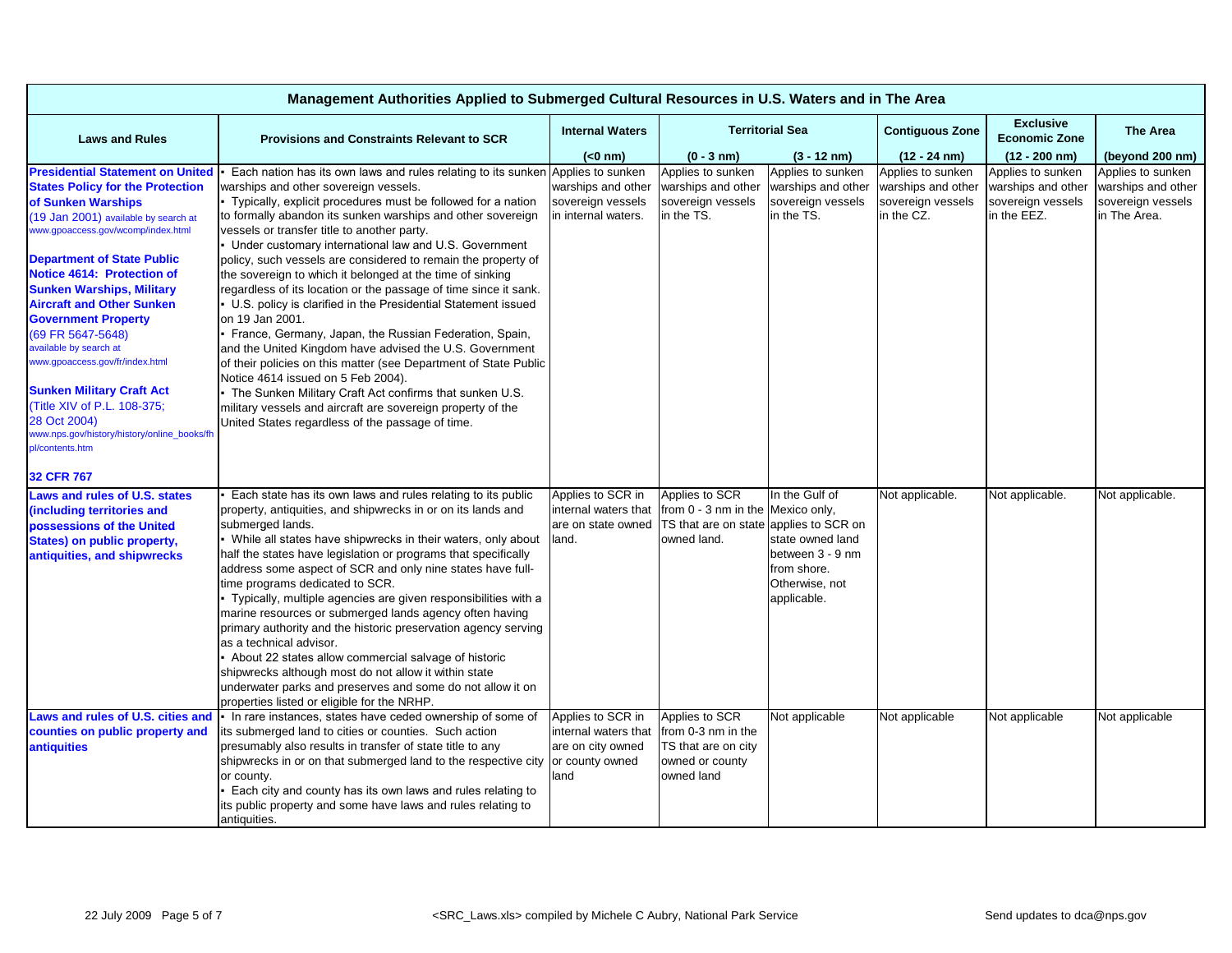| **Management Authorities Applied to Submerged Cultural Resources in U.S. Waters and in The Area** | | | | | | | |
|---|---|---|---|---|---|---|---|
| **Laws and Rules** | **Provisions and Constraints Relevant to SCR** | **Internal Waters** | **Territorial Sea** | | **Contiguous Zone** | **Exclusive Economic Zone** | **The Area** |
| | | **(<0 nm)** | **(0 - 3 nm)** | **(3 - 12 nm)** | **(12 - 24 nm)** | **(12 - 200 nm)** | **(beyond 200 nm)** |
| **Presidential Statement on United States Policy for the Protection of Sunken Warships** (19 Jan 2001) available by search at www.gpoaccess.gov/wcomp/index.html<br><br>**Department of State Public Notice 4614: Protection of Sunken Warships, Military Aircraft and Other Sunken Government Property** (69 FR 5647-5648) available by search at www.gpoaccess.gov/fr/index.html<br><br>**Sunken Military Craft Act** (Title XIV of P.L. 108-375; 28 Oct 2004) www.nps.gov/history/history/online_books/fhpl/contents.htm<br><br>**32 CFR 767** | • Each nation has its own laws and rules relating to its sunken warships and other sovereign vessels.<br>• Typically, explicit procedures must be followed for a nation to formally abandon its sunken warships and other sovereign vessels or transfer title to another party.<br>• Under customary international law and U.S. Government policy, such vessels are considered to remain the property of the sovereign to which it belonged at the time of sinking regardless of its location or the passage of time since it sank.<br>• U.S. policy is clarified in the Presidential Statement issued on 19 Jan 2001.<br>• France, Germany, Japan, the Russian Federation, Spain, and the United Kingdom have advised the U.S. Government of their policies on this matter (see Department of State Public Notice 4614 issued on 5 Feb 2004).<br>• The Sunken Military Craft Act confirms that sunken U.S. military vessels and aircraft are sovereign property of the United States regardless of the passage of time. | Applies to sunken warships and other sovereign vessels in internal waters. | Applies to sunken warships and other sovereign vessels in the TS. | Applies to sunken warships and other sovereign vessels in the TS. | Applies to sunken warships and other sovereign vessels in the CZ. | Applies to sunken warships and other sovereign vessels in the EEZ. | Applies to sunken warships and other sovereign vessels in The Area. |
| **Laws and rules of U.S. states (including territories and possessions of the United States) on public property, antiquities, and shipwrecks** | • Each state has its own laws and rules relating to its public property, antiquities, and shipwrecks in or on its lands and submerged lands.<br>• While all states have shipwrecks in their waters, only about half the states have legislation or programs that specifically address some aspect of SCR and only nine states have full-time programs dedicated to SCR.<br>• Typically, multiple agencies are given responsibilities with a marine resources or submerged lands agency often having primary authority and the historic preservation agency serving as a technical advisor.<br>• About 22 states allow commercial salvage of historic shipwrecks although most do not allow it within state underwater parks and preserves and some do not allow it on properties listed or eligible for the NRHP. | Applies to SCR in internal waters that are on state owned land. | Applies to SCR from 0 - 3 nm in the TS that are on state owned land. | In the Gulf of Mexico only, applies to SCR on state owned land between 3 - 9 nm from shore. Otherwise, not applicable. | Not applicable. | Not applicable. | Not applicable. |
| **Laws and rules of U.S. cities and counties on public property and antiquities** | • In rare instances, states have ceded ownership of some of its submerged land to cities or counties. Such action presumably also results in transfer of state title to any shipwrecks in or on that submerged land to the respective city or county.<br>• Each city and county has its own laws and rules relating to its public property and some have laws and rules relating to antiquities. | Applies to SCR in internal waters that are on city owned or county owned land | Applies to SCR from 0-3 nm in the TS that are on city owned or county owned land | Not applicable | Not applicable | Not applicable | Not applicable |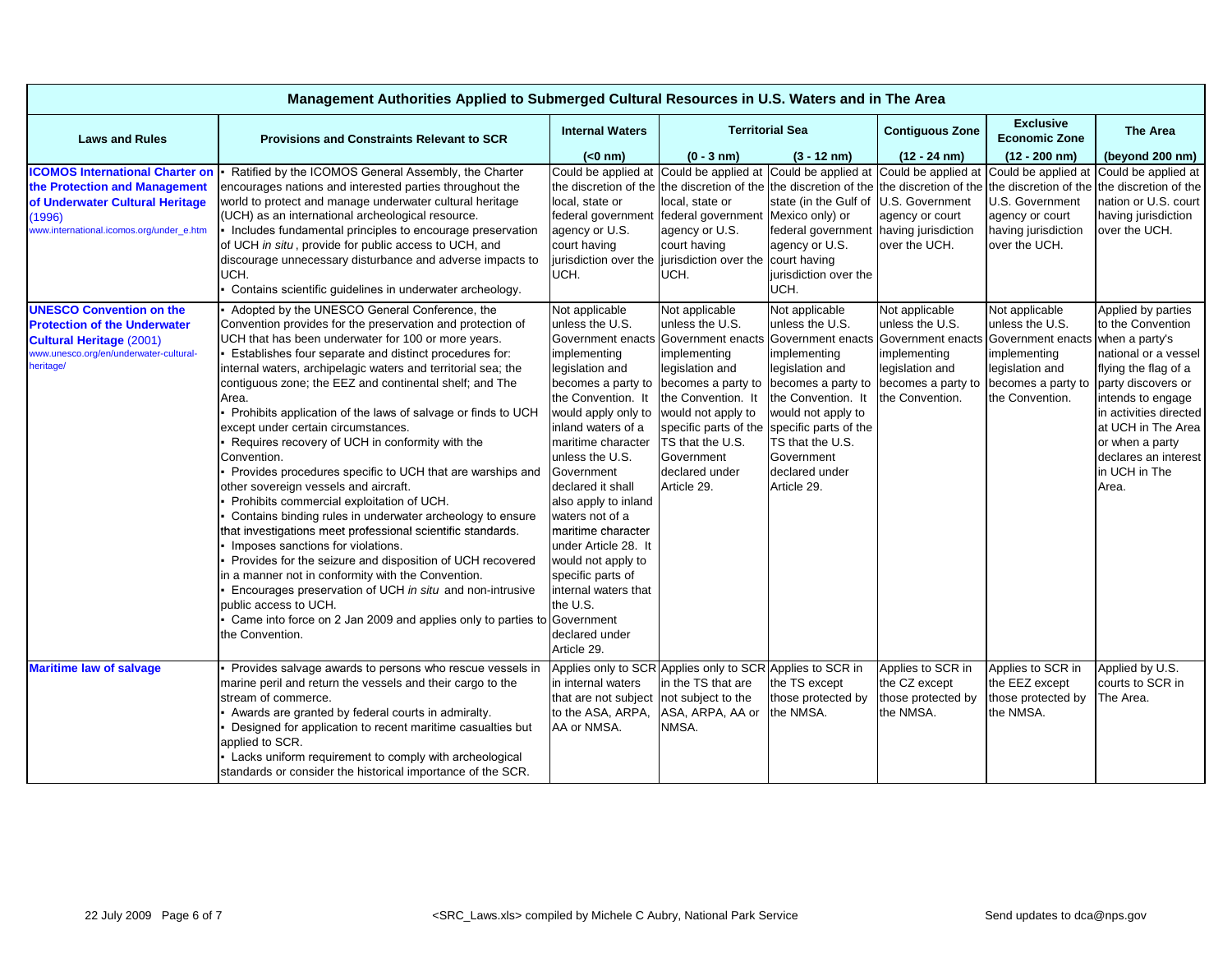| Management Authorities Applied to Submerged Cultural Resources in U.S. Waters and in The Area | | | | | | | |
|---|---|---|---|---|---|---|---|
| **Laws and Rules** | **Provisions and Constraints Relevant to SCR** | **Internal Waters** | **Territorial Sea** | | **Contiguous Zone** | **Exclusive Economic Zone** | **The Area** |
| | | **(<0 nm)** | **(0 - 3 nm)** | **(3 - 12 nm)** | **(12 - 24 nm)** | **(12 - 200 nm)** | **(beyond 200 nm)** |
| **ICOMOS International Charter on the Protection and Management of Underwater Cultural Heritage** (1996) www.international.icomos.org/under_e.htm | • Ratified by the ICOMOS General Assembly, the Charter encourages nations and interested parties throughout the world to protect and manage underwater cultural heritage (UCH) as an international archeological resource.<br>• Includes fundamental principles to encourage preservation of UCH *in situ*, provide for public access to UCH, and discourage unnecessary disturbance and adverse impacts to UCH.<br>• Contains scientific guidelines in underwater archeology. | Could be applied at the discretion of the local, state or federal government agency or U.S. court having jurisdiction over the UCH. | Could be applied at the discretion of the local, state or federal government agency or U.S. court having jurisdiction over the UCH. | Could be applied at the discretion of the state (in the Gulf of Mexico only) or federal government agency or U.S. court having jurisdiction over the UCH. | Could be applied at the discretion of the U.S. Government agency or court having jurisdiction over the UCH. | Could be applied at the discretion of the U.S. Government agency or court having jurisdiction over the UCH. | Could be applied at the discretion of the nation or U.S. court having jurisdiction over the UCH. |
| **UNESCO Convention on the Protection of the Underwater Cultural Heritage** (2001) www.unesco.org/en/underwater-cultural-heritage/ | • Adopted by the UNESCO General Conference, the Convention provides for the preservation and protection of UCH that has been underwater for 100 or more years.<br>• Establishes four separate and distinct procedures for: internal waters, archipelagic waters and territorial sea; the contiguous zone; the EEZ and continental shelf; and The Area.<br>• Prohibits application of the laws of salvage or finds to UCH except under certain circumstances.<br>• Requires recovery of UCH in conformity with the Convention.<br>• Provides procedures specific to UCH that are warships and other sovereign vessels and aircraft.<br>• Prohibits commercial exploitation of UCH.<br>• Contains binding rules in underwater archeology to ensure that investigations meet professional scientific standards.<br>• Imposes sanctions for violations.<br>• Provides for the seizure and disposition of UCH recovered in a manner not in conformity with the Convention.<br>• Encourages preservation of UCH *in situ* and non-intrusive public access to UCH.<br>• Came into force on 2 Jan 2009 and applies only to parties to the Convention. | Not applicable unless the U.S. Government enacts implementing legislation and becomes a party to the Convention. It would apply only to inland waters of a maritime character unless the U.S. Government declared it shall also apply to inland waters not of a maritime character under Article 28. It would not apply to specific parts of internal waters that the U.S. Government declared under Article 29. | Not applicable unless the U.S. Government enacts implementing legislation and becomes a party to the Convention. It would not apply to specific parts of the TS that the U.S. Government declared under Article 29. | Not applicable unless the U.S. Government enacts implementing legislation and becomes a party to the Convention. It would not apply to specific parts of the TS that the U.S. Government declared under Article 29. | Not applicable unless the U.S. Government enacts implementing legislation and becomes a party to the Convention. | Not applicable unless the U.S. Government enacts implementing legislation and becomes a party to the Convention. | Applied by parties to the Convention when a party's national or a vessel flying the flag of a party discovers or intends to engage in activities directed at UCH in The Area or when a party declares an interest in UCH in The Area. |
| **Maritime law of salvage** | • Provides salvage awards to persons who rescue vessels in marine peril and return the vessels and their cargo to the stream of commerce.<br>• Awards are granted by federal courts in admiralty.<br>• Designed for application to recent maritime casualties but applied to SCR.<br>• Lacks uniform requirement to comply with archeological standards or consider the historical importance of the SCR. | Applies only to SCR in internal waters that are not subject to the ASA, ARPA, AA or NMSA. | Applies only to SCR in the TS that are not subject to the ASA, ARPA, AA or NMSA. | Applies to SCR in the TS except those protected by the NMSA. | Applies to SCR in the CZ except those protected by the NMSA. | Applies to SCR in the EEZ except those protected by the NMSA. | Applied by U.S. courts to SCR in The Area. |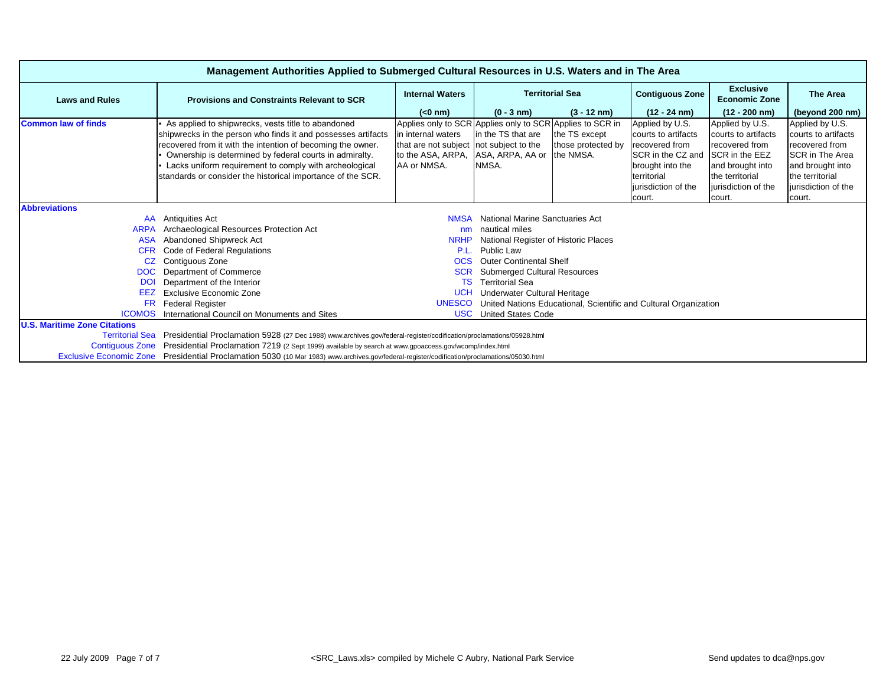## Management Authorities Applied to Submerged Cultural Resources in U.S. Waters and in The Area

| Laws and Rules | Provisions and Constraints Relevant to SCR | Internal Waters (<0 nm) | Territorial Sea (0 - 3 nm) | Territorial Sea (3 - 12 nm) | Contiguous Zone (12 - 24 nm) | Exclusive Economic Zone (12 - 200 nm) | The Area (beyond 200 nm) |
|---|---|---|---|---|---|---|---|
| **Common law of finds** | • As applied to shipwrecks, vests title to abandoned shipwrecks in the person who finds it and possesses artifacts recovered from it with the intention of becoming the owner.<br>• Ownership is determined by federal courts in admiralty.<br>• Lacks uniform requirement to comply with archeological standards or consider the historical importance of the SCR. | Applies only to SCR in internal waters that are not subject to the ASA, ARPA, AA or NMSA. | Applies only to SCR in the TS that are not subject to the ASA, ARPA, AA or NMSA. | Applies to SCR in the TS except those protected by the NMSA. | Applied by U.S. courts to artifacts recovered from SCR in the CZ and brought into the territorial jurisdiction of the court. | Applied by U.S. courts to artifacts recovered from SCR in the EEZ and brought into the territorial jurisdiction of the court. | Applied by U.S. courts to artifacts recovered from SCR in The Area and brought into the territorial jurisdiction of the court. |

### Abbreviations

| | | | |
|---|---|---|---|
| AA | Antiquities Act | NMSA | National Marine Sanctuaries Act |
| ARPA | Archaeological Resources Protection Act | nm | nautical miles |
| ASA | Abandoned Shipwreck Act | NRHP | National Register of Historic Places |
| CFR | Code of Federal Regulations | P.L. | Public Law |
| CZ | Contiguous Zone | OCS | Outer Continental Shelf |
| DOC | Department of Commerce | SCR | Submerged Cultural Resources |
| DOI | Department of the Interior | TS | Territorial Sea |
| EEZ | Exclusive Economic Zone | UCH | Underwater Cultural Heritage |
| FR | Federal Register | UNESCO | United Nations Educational, Scientific and Cultural Organization |
| ICOMOS | International Council on Monuments and Sites | USC | United States Code |

### U.S. Maritime Zone Citations

| | |
|---|---|
| Territorial Sea | Presidential Proclamation 5928 (27 Dec 1988) www.archives.gov/federal-register/codification/proclamations/05928.html |
| Contiguous Zone | Presidential Proclamation 7219 (2 Sept 1999) available by search at www.gpoaccess.gov/wcomp/index.html |
| Exclusive Economic Zone | Presidential Proclamation 5030 (10 Mar 1983) www.archives.gov/federal-register/codification/proclamations/05030.html |

22 July 2009 &lt;SRC_Laws.xls&gt; compiled by Michele C Aubry, National Park Service — Send updates to dca@nps.gov